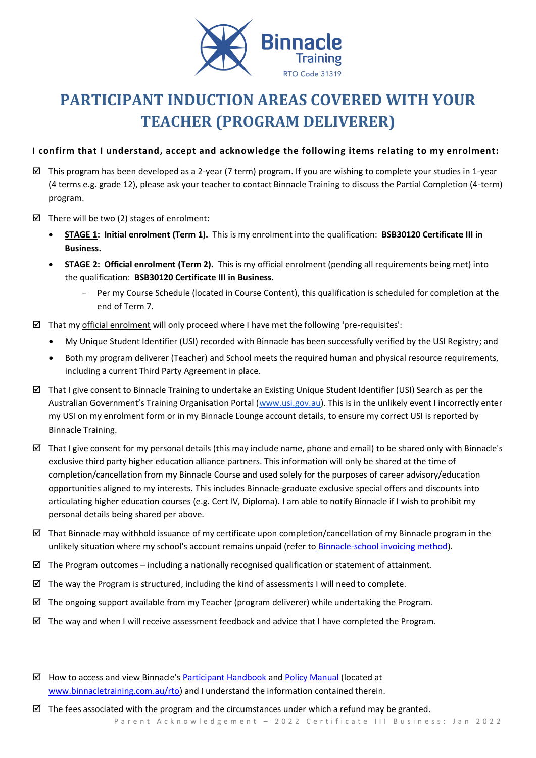Binnacle Training
RTO Code 31319

# PARTICIPANT INDUCTION AREAS COVERED WITH YOUR TEACHER (PROGRAM DELIVERER)

**I confirm that I understand, accept and acknowledge the following items relating to my enrolment:**

- ☑ This program has been developed as a 2-year (7 term) program. If you are wishing to complete your studies in 1-year (4 terms e.g. grade 12), please ask your teacher to contact Binnacle Training to discuss the Partial Completion (4-term) program.
- ☑ There will be two (2) stages of enrolment:
  - **STAGE 1: Initial enrolment (Term 1).** This is my enrolment into the qualification: **BSB30120 Certificate III in Business.**
  - **STAGE 2: Official enrolment (Term 2).** This is my official enrolment (pending all requirements being met) into the qualification: **BSB30120 Certificate III in Business.**
    - Per my Course Schedule (located in Course Content), this qualification is scheduled for completion at the end of Term 7.
- ☑ That my official enrolment will only proceed where I have met the following 'pre-requisites':
  - My Unique Student Identifier (USI) recorded with Binnacle has been successfully verified by the USI Registry; and
  - Both my program deliverer (Teacher) and School meets the required human and physical resource requirements, including a current Third Party Agreement in place.
- ☑ That I give consent to Binnacle Training to undertake an Existing Unique Student Identifier (USI) Search as per the Australian Government's Training Organisation Portal (www.usi.gov.au). This is in the unlikely event I incorrectly enter my USI on my enrolment form or in my Binnacle Lounge account details, to ensure my correct USI is reported by Binnacle Training.
- ☑ That I give consent for my personal details (this may include name, phone and email) to be shared only with Binnacle's exclusive third party higher education alliance partners. This information will only be shared at the time of completion/cancellation from my Binnacle Course and used solely for the purposes of career advisory/education opportunities aligned to my interests. This includes Binnacle-graduate exclusive special offers and discounts into articulating higher education courses (e.g. Cert IV, Diploma). I am able to notify Binnacle if I wish to prohibit my personal details being shared per above.
- ☑ That Binnacle may withhold issuance of my certificate upon completion/cancellation of my Binnacle program in the unlikely situation where my school's account remains unpaid (refer to Binnacle-school invoicing method).
- ☑ The Program outcomes – including a nationally recognised qualification or statement of attainment.
- ☑ The way the Program is structured, including the kind of assessments I will need to complete.
- ☑ The ongoing support available from my Teacher (program deliverer) while undertaking the Program.
- ☑ The way and when I will receive assessment feedback and advice that I have completed the Program.
- ☑ How to access and view Binnacle's Participant Handbook and Policy Manual (located at www.binnacletraining.com.au/rto) and I understand the information contained therein.
- ☑ The fees associated with the program and the circumstances under which a refund may be granted.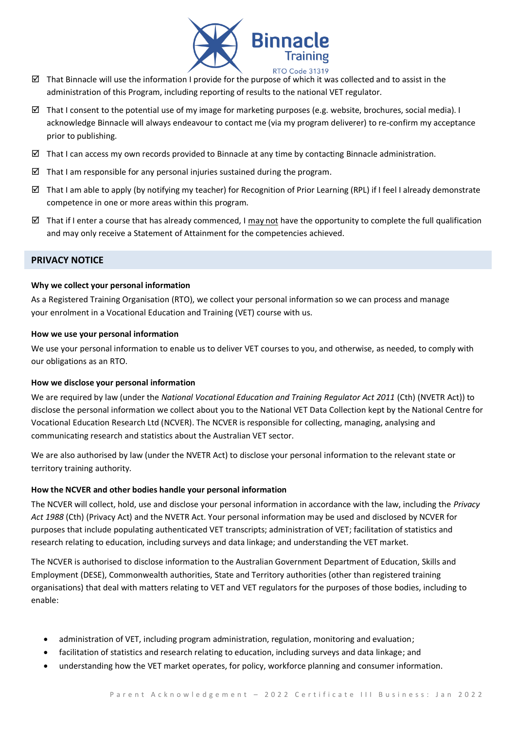- ☑ That Binnacle will use the information I provide for the purpose of which it was collected and to assist in the administration of this Program, including reporting of results to the national VET regulator.
- ☑ That I consent to the potential use of my image for marketing purposes (e.g. website, brochures, social media). I acknowledge Binnacle will always endeavour to contact me (via my program deliverer) to re-confirm my acceptance prior to publishing.
- ☑ That I can access my own records provided to Binnacle at any time by contacting Binnacle administration.
- ☑ That I am responsible for any personal injuries sustained during the program.
- ☑ That I am able to apply (by notifying my teacher) for Recognition of Prior Learning (RPL) if I feel I already demonstrate competence in one or more areas within this program.
- ☑ That if I enter a course that has already commenced, I <u>may not</u> have the opportunity to complete the full qualification and may only receive a Statement of Attainment for the competencies achieved.

## PRIVACY NOTICE

**Why we collect your personal information**

As a Registered Training Organisation (RTO), we collect your personal information so we can process and manage your enrolment in a Vocational Education and Training (VET) course with us.

**How we use your personal information**

We use your personal information to enable us to deliver VET courses to you, and otherwise, as needed, to comply with our obligations as an RTO.

**How we disclose your personal information**

We are required by law (under the *National Vocational Education and Training Regulator Act 2011* (Cth) (NVETR Act)) to disclose the personal information we collect about you to the National VET Data Collection kept by the National Centre for Vocational Education Research Ltd (NCVER). The NCVER is responsible for collecting, managing, analysing and communicating research and statistics about the Australian VET sector.

We are also authorised by law (under the NVETR Act) to disclose your personal information to the relevant state or territory training authority.

**How the NCVER and other bodies handle your personal information**

The NCVER will collect, hold, use and disclose your personal information in accordance with the law, including the *Privacy Act 1988* (Cth) (Privacy Act) and the NVETR Act. Your personal information may be used and disclosed by NCVER for purposes that include populating authenticated VET transcripts; administration of VET; facilitation of statistics and research relating to education, including surveys and data linkage; and understanding the VET market.

The NCVER is authorised to disclose information to the Australian Government Department of Education, Skills and Employment (DESE), Commonwealth authorities, State and Territory authorities (other than registered training organisations) that deal with matters relating to VET and VET regulators for the purposes of those bodies, including to enable:

- administration of VET, including program administration, regulation, monitoring and evaluation;
- facilitation of statistics and research relating to education, including surveys and data linkage; and
- understanding how the VET market operates, for policy, workforce planning and consumer information.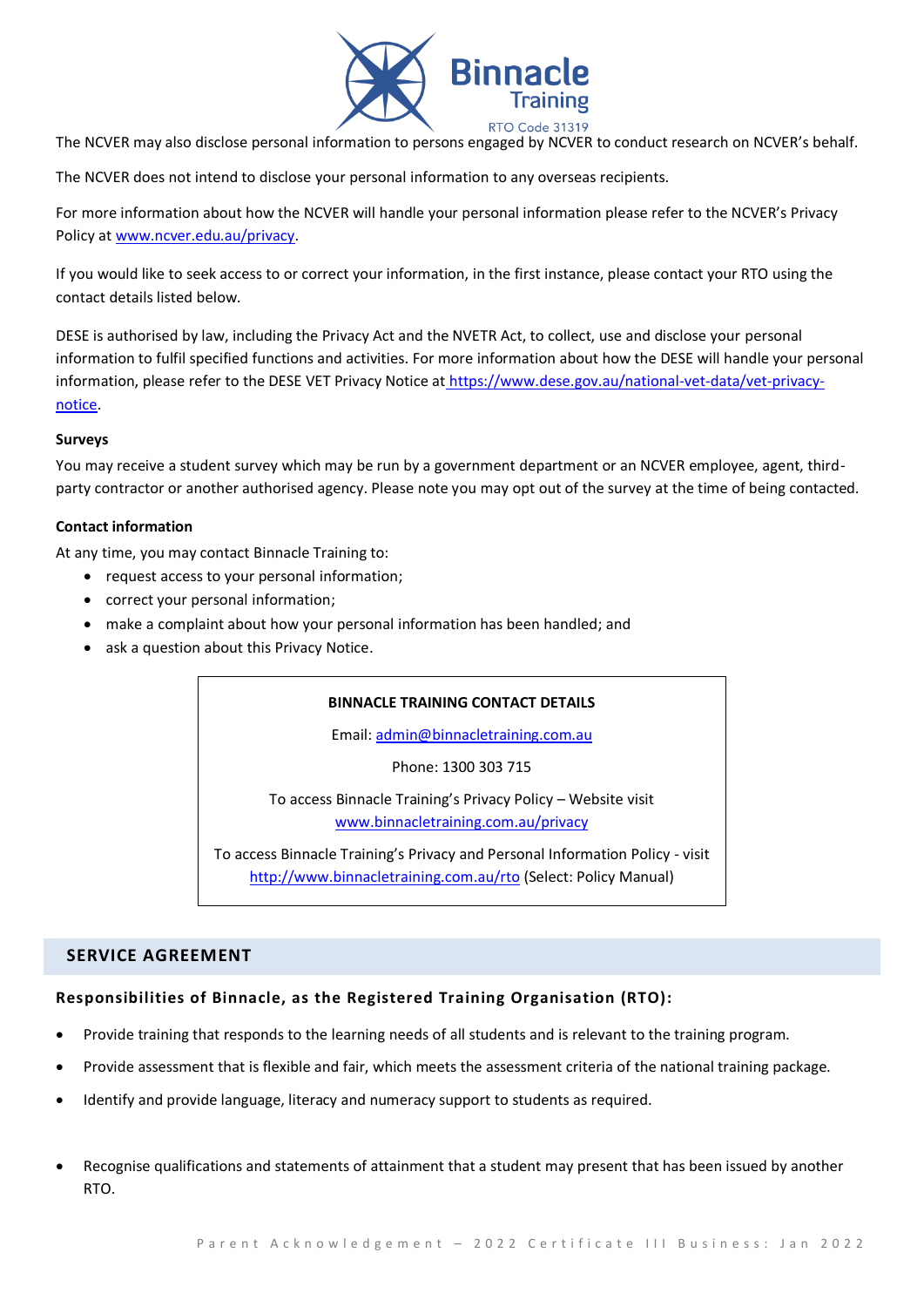The NCVER may also disclose personal information to persons engaged by NCVER to conduct research on NCVER's behalf.

The NCVER does not intend to disclose your personal information to any overseas recipients.

For more information about how the NCVER will handle your personal information please refer to the NCVER's Privacy Policy at [www.ncver.edu.au/privacy](http://www.ncver.edu.au/privacy).

If you would like to seek access to or correct your information, in the first instance, please contact your RTO using the contact details listed below.

DESE is authorised by law, including the Privacy Act and the NVETR Act, to collect, use and disclose your personal information to fulfil specified functions and activities. For more information about how the DESE will handle your personal information, please refer to the DESE VET Privacy Notice at [https://www.dese.gov.au/national-vet-data/vet-privacy-notice](https://www.dese.gov.au/national-vet-data/vet-privacy-notice).

**Surveys**

You may receive a student survey which may be run by a government department or an NCVER employee, agent, third-party contractor or another authorised agency. Please note you may opt out of the survey at the time of being contacted.

**Contact information**

At any time, you may contact Binnacle Training to:

- request access to your personal information;
- correct your personal information;
- make a complaint about how your personal information has been handled; and
- ask a question about this Privacy Notice.

**BINNACLE TRAINING CONTACT DETAILS**

Email: [admin@binnacletraining.com.au](mailto:admin@binnacletraining.com.au)

Phone: 1300 303 715

To access Binnacle Training's Privacy Policy – Website visit [www.binnacletraining.com.au/privacy](http://www.binnacletraining.com.au/privacy)

To access Binnacle Training's Privacy and Personal Information Policy - visit [http://www.binnacletraining.com.au/rto](http://www.binnacletraining.com.au/rto) (Select: Policy Manual)

## SERVICE AGREEMENT

### Responsibilities of Binnacle, as the Registered Training Organisation (RTO):

- Provide training that responds to the learning needs of all students and is relevant to the training program.
- Provide assessment that is flexible and fair, which meets the assessment criteria of the national training package.
- Identify and provide language, literacy and numeracy support to students as required.
- Recognise qualifications and statements of attainment that a student may present that has been issued by another RTO.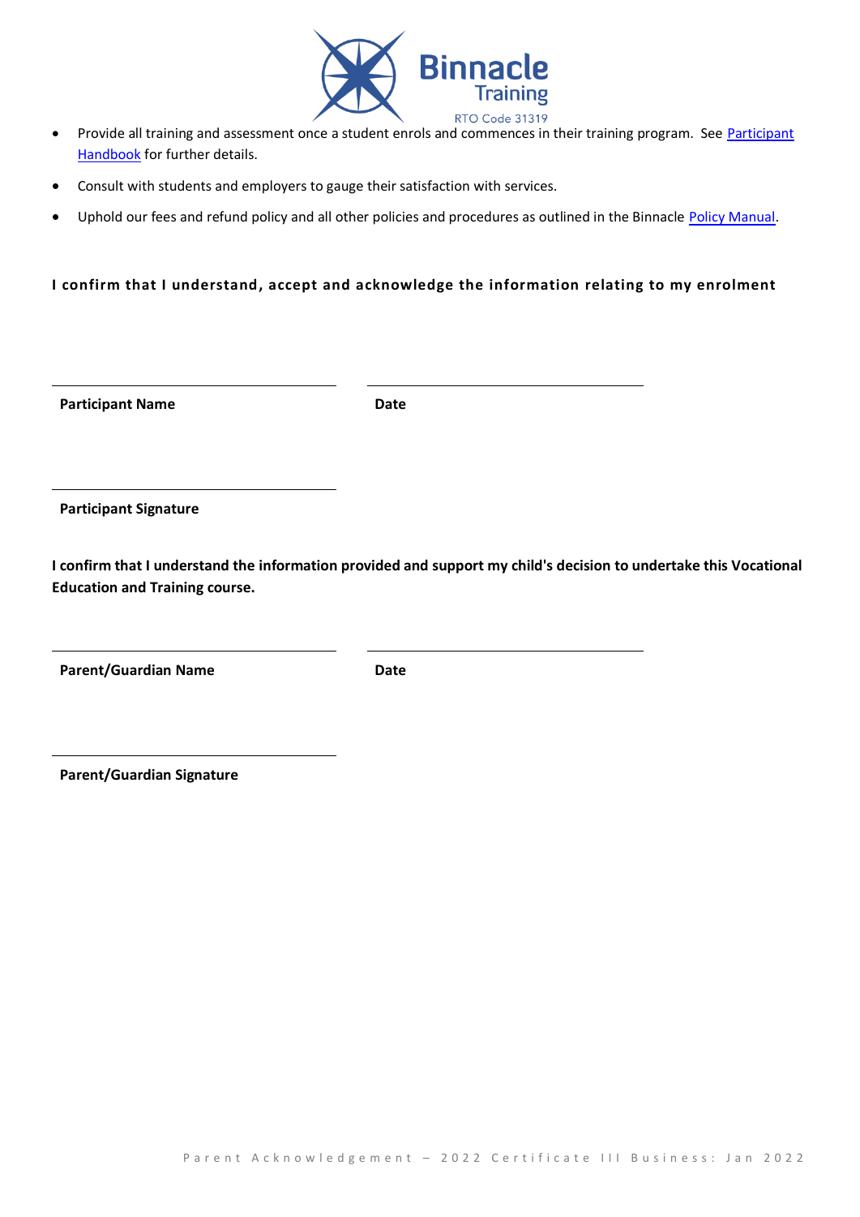- Provide all training and assessment once a student enrols and commences in their training program. See [Participant Handbook] for further details.
- Consult with students and employers to gauge their satisfaction with services.
- Uphold our fees and refund policy and all other policies and procedures as outlined in the Binnacle [Policy Manual].

**I confirm that I understand, accept and acknowledge the information relating to my enrolment**

| | |
|---|---|
| **Participant Name** | **Date** |

**Participant Signature**

**I confirm that I understand the information provided and support my child's decision to undertake this Vocational Education and Training course.**

| | |
|---|---|
| **Parent/Guardian Name** | **Date** |

**Parent/Guardian Signature**